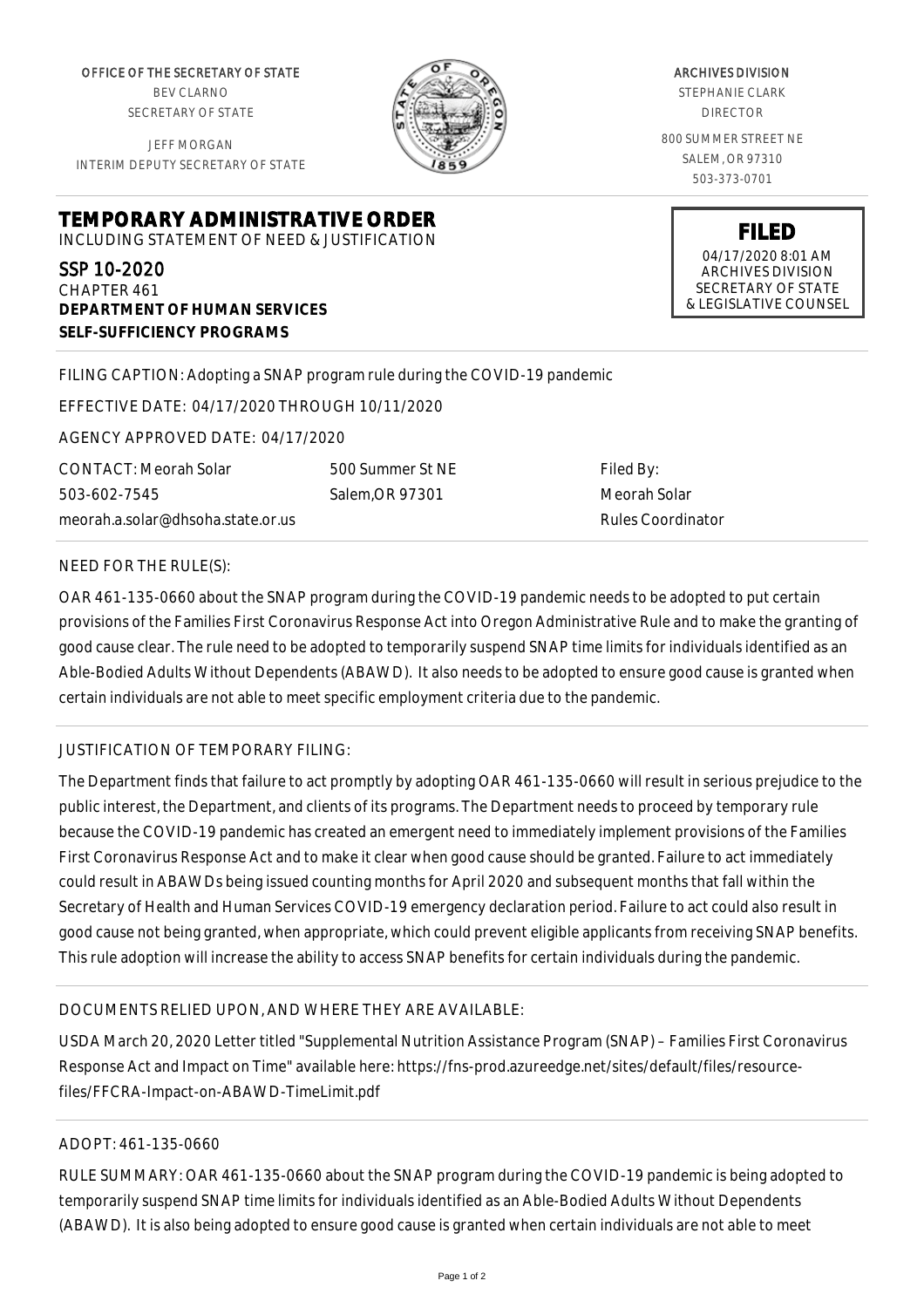OFFICE OF THE SECRETARY OF STATE
BEV CLARNO
SECRETARY OF STATE

JEFF MORGAN
INTERIM DEPUTY SECRETARY OF STATE

ARCHIVES DIVISION
STEPHANIE CLARK
DIRECTOR

800 SUMMER STREET NE
SALEM, OR 97310
503-373-0701

**FILED**
04/17/2020 8:01 AM
ARCHIVES DIVISION
SECRETARY OF STATE
& LEGISLATIVE COUNSEL

# TEMPORARY ADMINISTRATIVE ORDER

INCLUDING STATEMENT OF NEED & JUSTIFICATION

SSP 10-2020
CHAPTER 461
**DEPARTMENT OF HUMAN SERVICES**
**SELF-SUFFICIENCY PROGRAMS**

FILING CAPTION: Adopting a SNAP program rule during the COVID-19 pandemic

EFFECTIVE DATE: 04/17/2020 THROUGH 10/11/2020

AGENCY APPROVED DATE: 04/17/2020

CONTACT: Meorah Solar
503-602-7545
meorah.a.solar@dhsoha.state.or.us

500 Summer St NE
Salem,OR 97301

Filed By:
Meorah Solar
Rules Coordinator

NEED FOR THE RULE(S):

OAR 461-135-0660 about the SNAP program during the COVID-19 pandemic needs to be adopted to put certain provisions of the Families First Coronavirus Response Act into Oregon Administrative Rule and to make the granting of good cause clear. The rule need to be adopted to temporarily suspend SNAP time limits for individuals identified as an Able-Bodied Adults Without Dependents (ABAWD). It also needs to be adopted to ensure good cause is granted when certain individuals are not able to meet specific employment criteria due to the pandemic.

JUSTIFICATION OF TEMPORARY FILING:

The Department finds that failure to act promptly by adopting OAR 461-135-0660 will result in serious prejudice to the public interest, the Department, and clients of its programs. The Department needs to proceed by temporary rule because the COVID-19 pandemic has created an emergent need to immediately implement provisions of the Families First Coronavirus Response Act and to make it clear when good cause should be granted. Failure to act immediately could result in ABAWDs being issued counting months for April 2020 and subsequent months that fall within the Secretary of Health and Human Services COVID-19 emergency declaration period. Failure to act could also result in good cause not being granted, when appropriate, which could prevent eligible applicants from receiving SNAP benefits. This rule adoption will increase the ability to access SNAP benefits for certain individuals during the pandemic.

DOCUMENTS RELIED UPON, AND WHERE THEY ARE AVAILABLE:

USDA March 20, 2020 Letter titled "Supplemental Nutrition Assistance Program (SNAP) – Families First Coronavirus Response Act and Impact on Time" available here: https://fns-prod.azureedge.net/sites/default/files/resource-files/FFCRA-Impact-on-ABAWD-TimeLimit.pdf

ADOPT: 461-135-0660

RULE SUMMARY: OAR 461-135-0660 about the SNAP program during the COVID-19 pandemic is being adopted to temporarily suspend SNAP time limits for individuals identified as an Able-Bodied Adults Without Dependents (ABAWD). It is also being adopted to ensure good cause is granted when certain individuals are not able to meet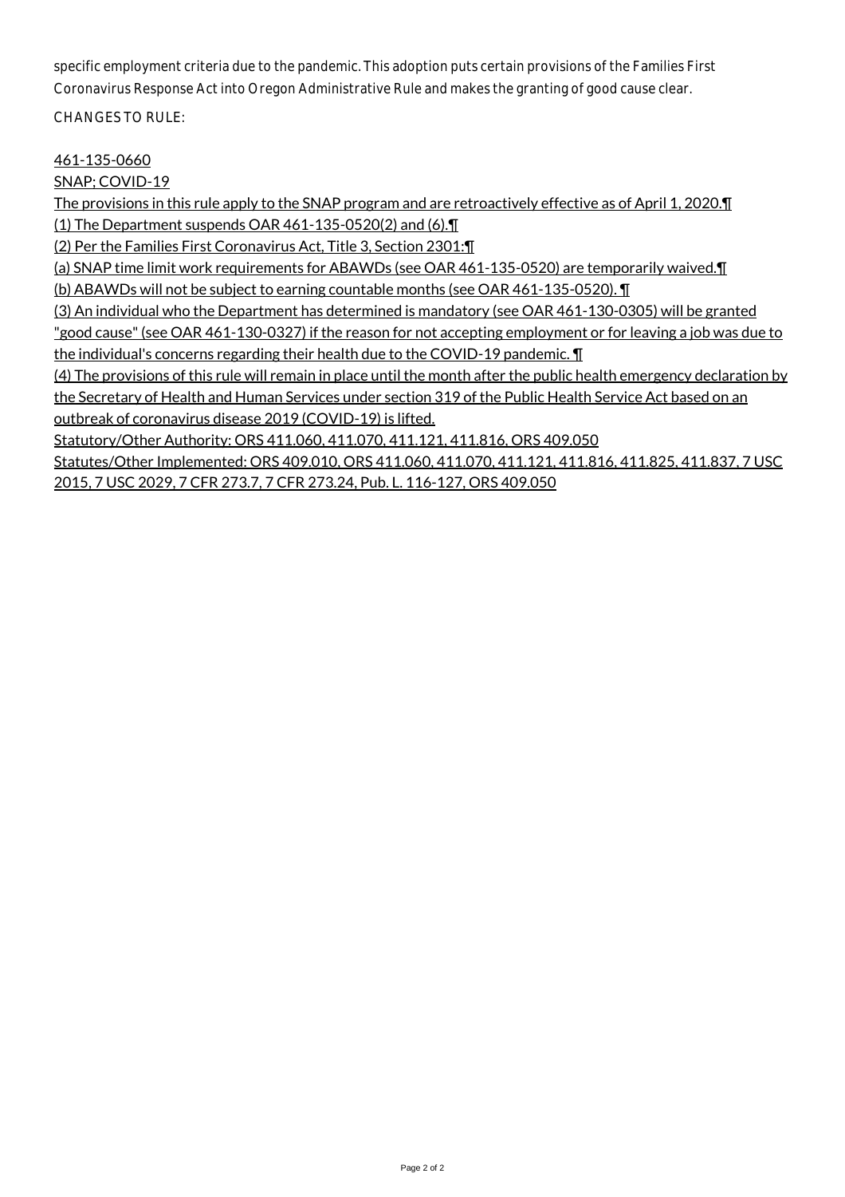specific employment criteria due to the pandemic. This adoption puts certain provisions of the Families First Coronavirus Response Act into Oregon Administrative Rule and makes the granting of good cause clear.

CHANGES TO RULE:

461-135-0660

SNAP; COVID-19

The provisions in this rule apply to the SNAP program and are retroactively effective as of April 1, 2020.¶

(1) The Department suspends OAR 461-135-0520(2) and (6).¶

(2) Per the Families First Coronavirus Act, Title 3, Section 2301:¶

(a) SNAP time limit work requirements for ABAWDs (see OAR 461-135-0520) are temporarily waived.¶

(b) ABAWDs will not be subject to earning countable months (see OAR 461-135-0520). ¶

(3) An individual who the Department has determined is mandatory (see OAR 461-130-0305) will be granted "good cause" (see OAR 461-130-0327) if the reason for not accepting employment or for leaving a job was due to the individual's concerns regarding their health due to the COVID-19 pandemic. ¶

(4) The provisions of this rule will remain in place until the month after the public health emergency declaration by the Secretary of Health and Human Services under section 319 of the Public Health Service Act based on an outbreak of coronavirus disease 2019 (COVID-19) is lifted.

Statutory/Other Authority: ORS 411.060, 411.070, 411.121, 411.816, ORS 409.050

Statutes/Other Implemented: ORS 409.010, ORS 411.060, 411.070, 411.121, 411.816, 411.825, 411.837, 7 USC 2015, 7 USC 2029, 7 CFR 273.7, 7 CFR 273.24, Pub. L. 116-127, ORS 409.050